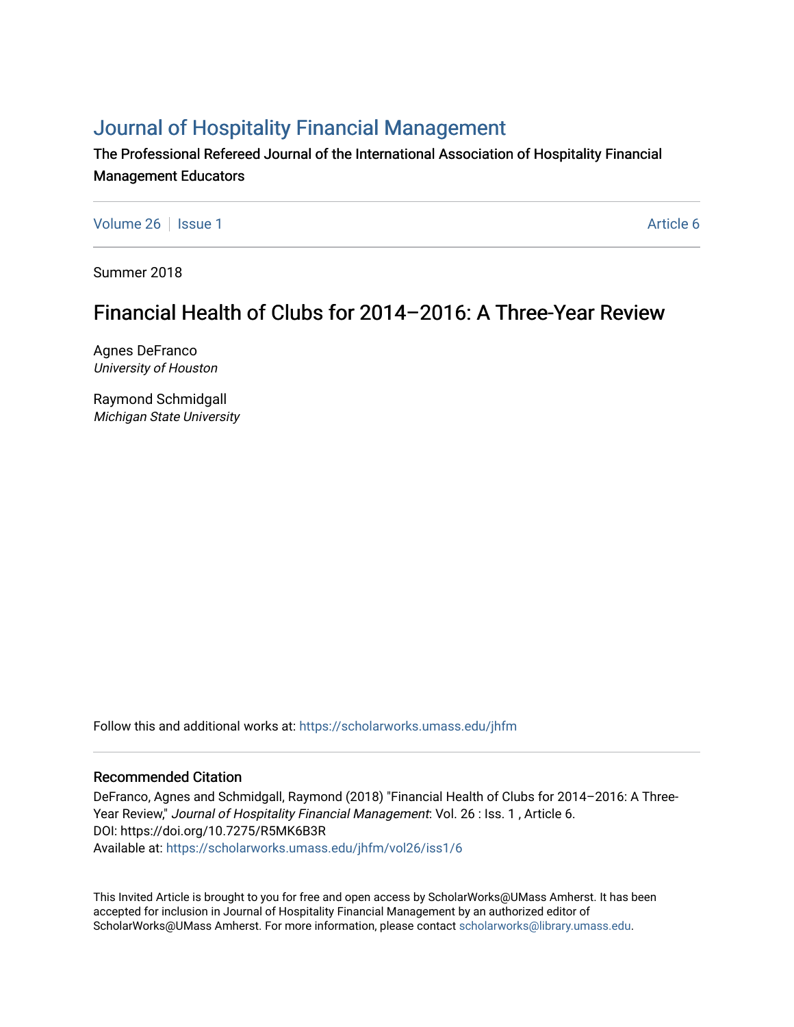# Journal of Hospitality Financial Management

The Professional Refereed Journal of the International Association of Hospitality Financial Management Educators

Volume 26 | Issue 1 Article 6

Summer 2018

## Financial Health of Clubs for 2014–2016: A Three-Year Review

Agnes DeFranco
*University of Houston*

Raymond Schmidgall
*Michigan State University*

Follow this and additional works at: https://scholarworks.umass.edu/jhfm

### Recommended Citation

DeFranco, Agnes and Schmidgall, Raymond (2018) "Financial Health of Clubs for 2014–2016: A Three-Year Review," *Journal of Hospitality Financial Management*: Vol. 26 : Iss. 1 , Article 6.
DOI: https://doi.org/10.7275/R5MK6B3R
Available at: https://scholarworks.umass.edu/jhfm/vol26/iss1/6

This Invited Article is brought to you for free and open access by ScholarWorks@UMass Amherst. It has been accepted for inclusion in Journal of Hospitality Financial Management by an authorized editor of ScholarWorks@UMass Amherst. For more information, please contact scholarworks@library.umass.edu.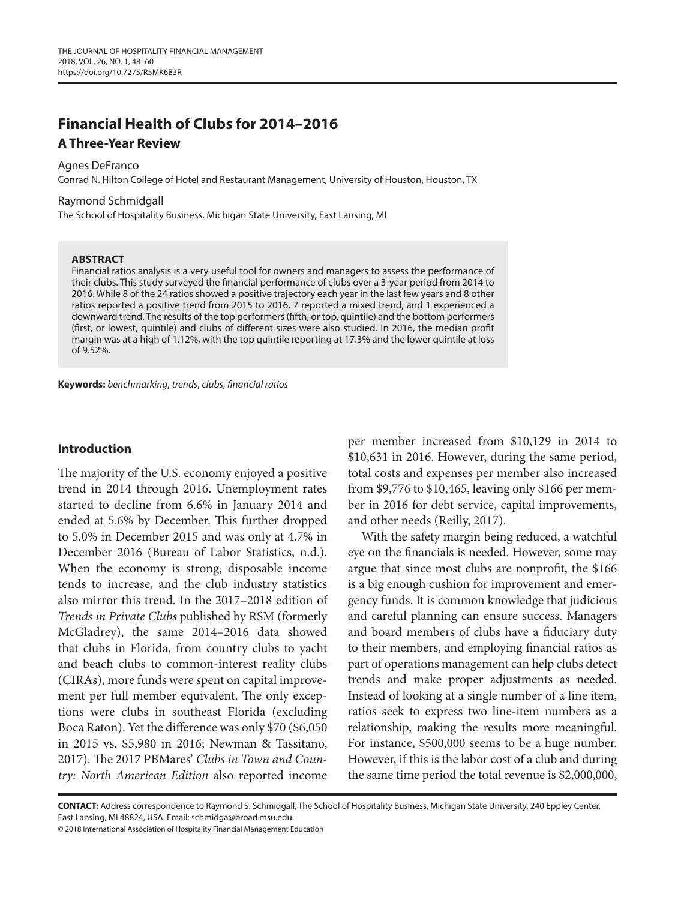# Financial Health of Clubs for 2014–2016

## A Three-Year Review

Agnes DeFranco
Conrad N. Hilton College of Hotel and Restaurant Management, University of Houston, Houston, TX

Raymond Schmidgall
The School of Hospitality Business, Michigan State University, East Lansing, MI

**ABSTRACT**

Financial ratios analysis is a very useful tool for owners and managers to assess the performance of their clubs. This study surveyed the financial performance of clubs over a 3-year period from 2014 to 2016. While 8 of the 24 ratios showed a positive trajectory each year in the last few years and 8 other ratios reported a positive trend from 2015 to 2016, 7 reported a mixed trend, and 1 experienced a downward trend. The results of the top performers (fifth, or top, quintile) and the bottom performers (first, or lowest, quintile) and clubs of different sizes were also studied. In 2016, the median profit margin was at a high of 1.12%, with the top quintile reporting at 17.3% and the lower quintile at loss of 9.52%.

**Keywords:** *benchmarking*, *trends*, *clubs*, *financial ratios*

## Introduction

The majority of the U.S. economy enjoyed a positive trend in 2014 through 2016. Unemployment rates started to decline from 6.6% in January 2014 and ended at 5.6% by December. This further dropped to 5.0% in December 2015 and was only at 4.7% in December 2016 (Bureau of Labor Statistics, n.d.). When the economy is strong, disposable income tends to increase, and the club industry statistics also mirror this trend. In the 2017–2018 edition of *Trends in Private Clubs* published by RSM (formerly McGladrey), the same 2014–2016 data showed that clubs in Florida, from country clubs to yacht and beach clubs to common-interest reality clubs (CIRAs), more funds were spent on capital improvement per full member equivalent. The only exceptions were clubs in southeast Florida (excluding Boca Raton). Yet the difference was only $70 ($6,050 in 2015 vs. $5,980 in 2016; Newman & Tassitano, 2017). The 2017 PBMares' *Clubs in Town and Country: North American Edition* also reported income per member increased from $10,129 in 2014 to $10,631 in 2016. However, during the same period, total costs and expenses per member also increased from $9,776 to $10,465, leaving only $166 per member in 2016 for debt service, capital improvements, and other needs (Reilly, 2017).

With the safety margin being reduced, a watchful eye on the financials is needed. However, some may argue that since most clubs are nonprofit, the $166 is a big enough cushion for improvement and emergency funds. It is common knowledge that judicious and careful planning can ensure success. Managers and board members of clubs have a fiduciary duty to their members, and employing financial ratios as part of operations management can help clubs detect trends and make proper adjustments as needed. Instead of looking at a single number of a line item, ratios seek to express two line-item numbers as a relationship, making the results more meaningful. For instance, $500,000 seems to be a huge number. However, if this is the labor cost of a club and during the same time period the total revenue is $2,000,000,

**CONTACT:** Address correspondence to Raymond S. Schmidgall, The School of Hospitality Business, Michigan State University, 240 Eppley Center, East Lansing, MI 48824, USA. Email: schmidga@broad.msu.edu.

© 2018 International Association of Hospitality Financial Management Education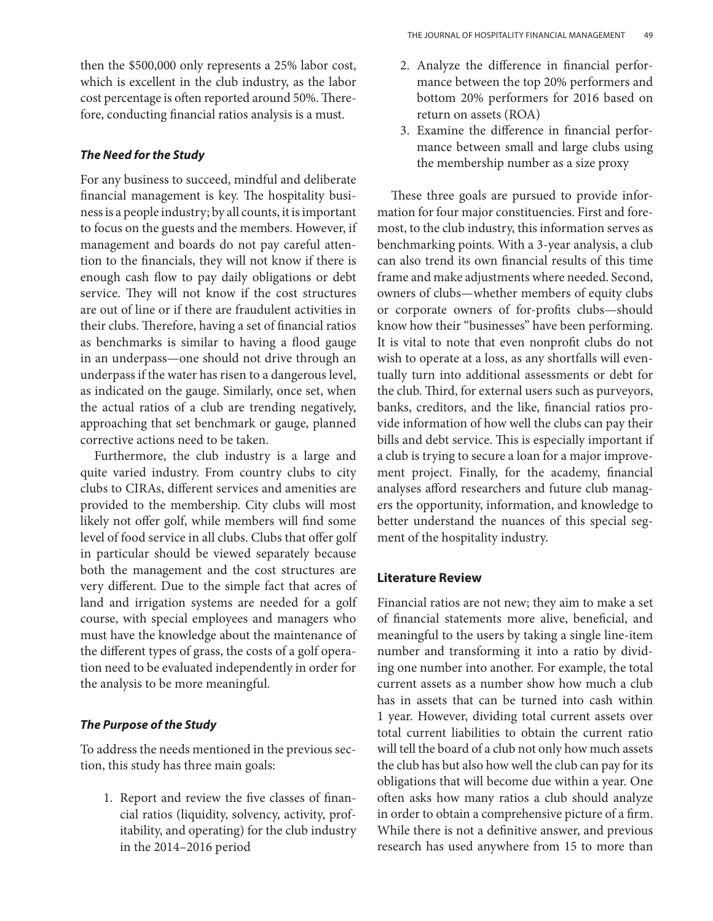then the $500,000 only represents a 25% labor cost, which is excellent in the club industry, as the labor cost percentage is often reported around 50%. Therefore, conducting financial ratios analysis is a must.

### *The Need for the Study*

For any business to succeed, mindful and deliberate financial management is key. The hospitality business is a people industry; by all counts, it is important to focus on the guests and the members. However, if management and boards do not pay careful attention to the financials, they will not know if there is enough cash flow to pay daily obligations or debt service. They will not know if the cost structures are out of line or if there are fraudulent activities in their clubs. Therefore, having a set of financial ratios as benchmarks is similar to having a flood gauge in an underpass—one should not drive through an underpass if the water has risen to a dangerous level, as indicated on the gauge. Similarly, once set, when the actual ratios of a club are trending negatively, approaching that set benchmark or gauge, planned corrective actions need to be taken.

Furthermore, the club industry is a large and quite varied industry. From country clubs to city clubs to CIRAs, different services and amenities are provided to the membership. City clubs will most likely not offer golf, while members will find some level of food service in all clubs. Clubs that offer golf in particular should be viewed separately because both the management and the cost structures are very different. Due to the simple fact that acres of land and irrigation systems are needed for a golf course, with special employees and managers who must have the knowledge about the maintenance of the different types of grass, the costs of a golf operation need to be evaluated independently in order for the analysis to be more meaningful.

### *The Purpose of the Study*

To address the needs mentioned in the previous section, this study has three main goals:

1. Report and review the five classes of financial ratios (liquidity, solvency, activity, profitability, and operating) for the club industry in the 2014–2016 period
2. Analyze the difference in financial performance between the top 20% performers and bottom 20% performers for 2016 based on return on assets (ROA)
3. Examine the difference in financial performance between small and large clubs using the membership number as a size proxy

These three goals are pursued to provide information for four major constituencies. First and foremost, to the club industry, this information serves as benchmarking points. With a 3-year analysis, a club can also trend its own financial results of this time frame and make adjustments where needed. Second, owners of clubs—whether members of equity clubs or corporate owners of for-profits clubs—should know how their "businesses" have been performing. It is vital to note that even nonprofit clubs do not wish to operate at a loss, as any shortfalls will eventually turn into additional assessments or debt for the club. Third, for external users such as purveyors, banks, creditors, and the like, financial ratios provide information of how well the clubs can pay their bills and debt service. This is especially important if a club is trying to secure a loan for a major improvement project. Finally, for the academy, financial analyses afford researchers and future club managers the opportunity, information, and knowledge to better understand the nuances of this special segment of the hospitality industry.

## Literature Review

Financial ratios are not new; they aim to make a set of financial statements more alive, beneficial, and meaningful to the users by taking a single line-item number and transforming it into a ratio by dividing one number into another. For example, the total current assets as a number show how much a club has in assets that can be turned into cash within 1 year. However, dividing total current assets over total current liabilities to obtain the current ratio will tell the board of a club not only how much assets the club has but also how well the club can pay for its obligations that will become due within a year. One often asks how many ratios a club should analyze in order to obtain a comprehensive picture of a firm. While there is not a definitive answer, and previous research has used anywhere from 15 to more than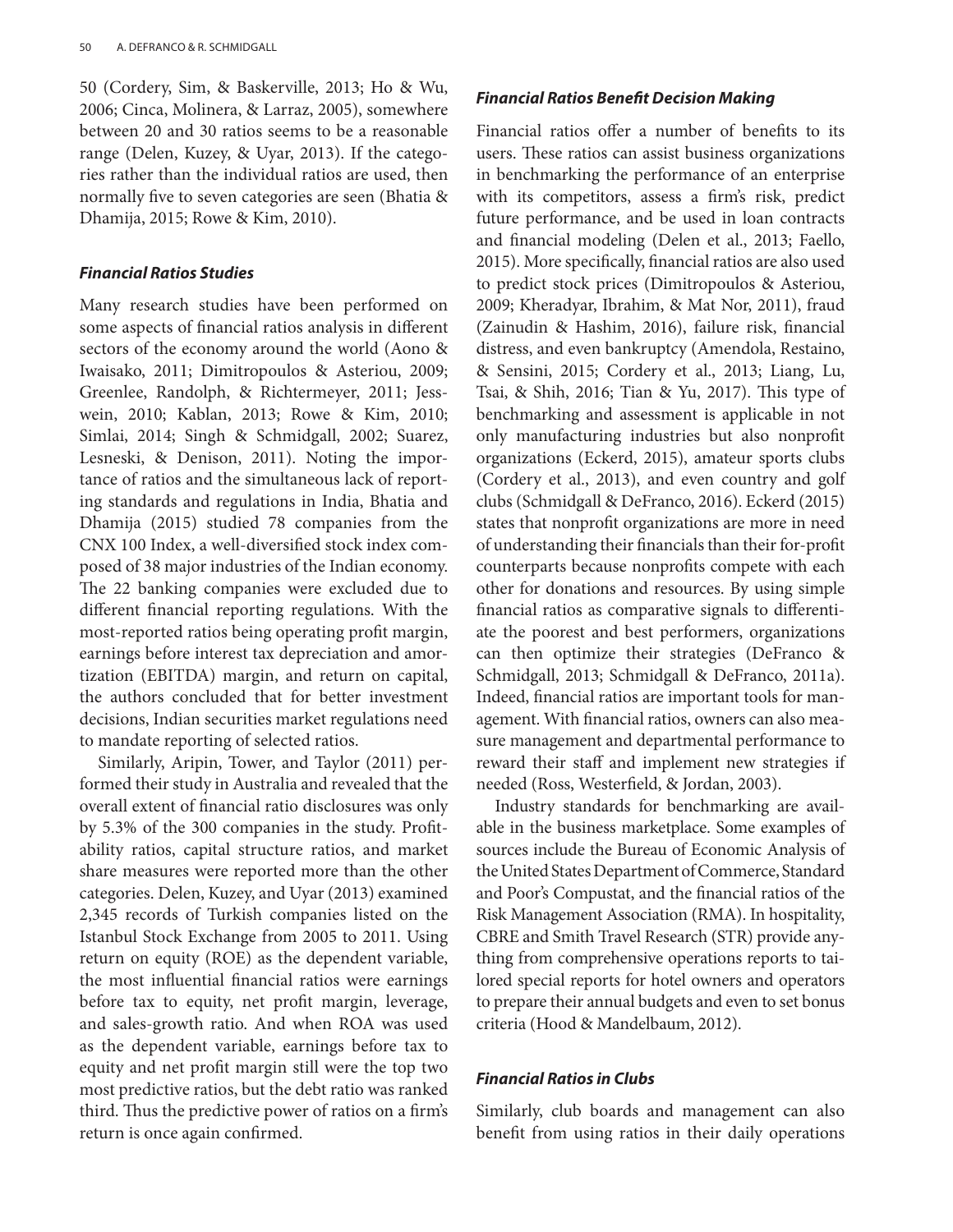50 (Cordery, Sim, & Baskerville, 2013; Ho & Wu, 2006; Cinca, Molinera, & Larraz, 2005), somewhere between 20 and 30 ratios seems to be a reasonable range (Delen, Kuzey, & Uyar, 2013). If the categories rather than the individual ratios are used, then normally five to seven categories are seen (Bhatia & Dhamija, 2015; Rowe & Kim, 2010).

### *Financial Ratios Studies*

Many research studies have been performed on some aspects of financial ratios analysis in different sectors of the economy around the world (Aono & Iwaisako, 2011; Dimitropoulos & Asteriou, 2009; Greenlee, Randolph, & Richtermeyer, 2011; Jesswein, 2010; Kablan, 2013; Rowe & Kim, 2010; Simlai, 2014; Singh & Schmidgall, 2002; Suarez, Lesneski, & Denison, 2011). Noting the importance of ratios and the simultaneous lack of reporting standards and regulations in India, Bhatia and Dhamija (2015) studied 78 companies from the CNX 100 Index, a well-diversified stock index composed of 38 major industries of the Indian economy. The 22 banking companies were excluded due to different financial reporting regulations. With the most-reported ratios being operating profit margin, earnings before interest tax depreciation and amortization (EBITDA) margin, and return on capital, the authors concluded that for better investment decisions, Indian securities market regulations need to mandate reporting of selected ratios.

Similarly, Aripin, Tower, and Taylor (2011) performed their study in Australia and revealed that the overall extent of financial ratio disclosures was only by 5.3% of the 300 companies in the study. Profitability ratios, capital structure ratios, and market share measures were reported more than the other categories. Delen, Kuzey, and Uyar (2013) examined 2,345 records of Turkish companies listed on the Istanbul Stock Exchange from 2005 to 2011. Using return on equity (ROE) as the dependent variable, the most influential financial ratios were earnings before tax to equity, net profit margin, leverage, and sales-growth ratio. And when ROA was used as the dependent variable, earnings before tax to equity and net profit margin still were the top two most predictive ratios, but the debt ratio was ranked third. Thus the predictive power of ratios on a firm's return is once again confirmed.

### *Financial Ratios Benefit Decision Making*

Financial ratios offer a number of benefits to its users. These ratios can assist business organizations in benchmarking the performance of an enterprise with its competitors, assess a firm's risk, predict future performance, and be used in loan contracts and financial modeling (Delen et al., 2013; Faello, 2015). More specifically, financial ratios are also used to predict stock prices (Dimitropoulos & Asteriou, 2009; Kheradyar, Ibrahim, & Mat Nor, 2011), fraud (Zainudin & Hashim, 2016), failure risk, financial distress, and even bankruptcy (Amendola, Restaino, & Sensini, 2015; Cordery et al., 2013; Liang, Lu, Tsai, & Shih, 2016; Tian & Yu, 2017). This type of benchmarking and assessment is applicable in not only manufacturing industries but also nonprofit organizations (Eckerd, 2015), amateur sports clubs (Cordery et al., 2013), and even country and golf clubs (Schmidgall & DeFranco, 2016). Eckerd (2015) states that nonprofit organizations are more in need of understanding their financials than their for-profit counterparts because nonprofits compete with each other for donations and resources. By using simple financial ratios as comparative signals to differentiate the poorest and best performers, organizations can then optimize their strategies (DeFranco & Schmidgall, 2013; Schmidgall & DeFranco, 2011a). Indeed, financial ratios are important tools for management. With financial ratios, owners can also measure management and departmental performance to reward their staff and implement new strategies if needed (Ross, Westerfield, & Jordan, 2003).

Industry standards for benchmarking are available in the business marketplace. Some examples of sources include the Bureau of Economic Analysis of the United States Department of Commerce, Standard and Poor's Compustat, and the financial ratios of the Risk Management Association (RMA). In hospitality, CBRE and Smith Travel Research (STR) provide anything from comprehensive operations reports to tailored special reports for hotel owners and operators to prepare their annual budgets and even to set bonus criteria (Hood & Mandelbaum, 2012).

### *Financial Ratios in Clubs*

Similarly, club boards and management can also benefit from using ratios in their daily operations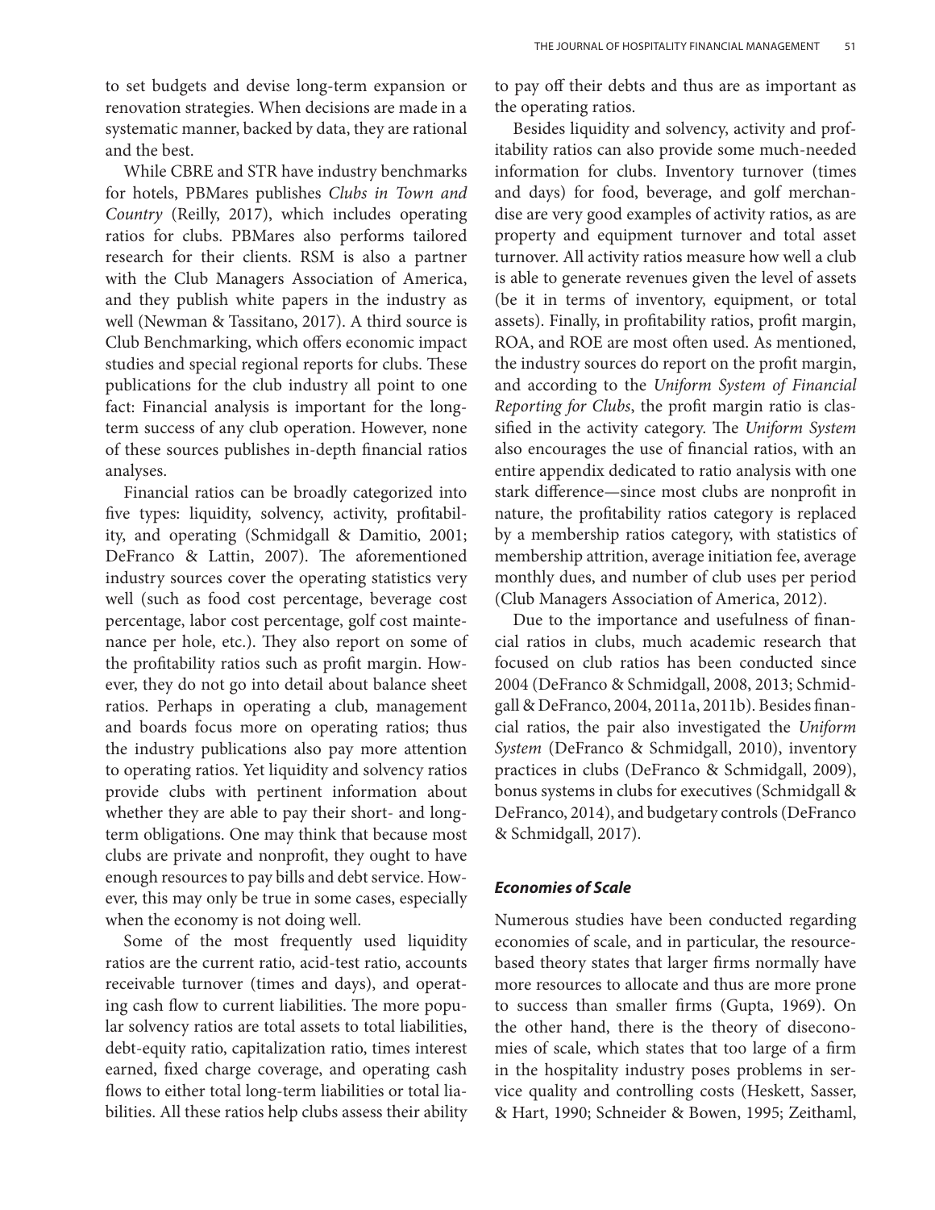to set budgets and devise long-term expansion or renovation strategies. When decisions are made in a systematic manner, backed by data, they are rational and the best.

While CBRE and STR have industry benchmarks for hotels, PBMares publishes *Clubs in Town and Country* (Reilly, 2017), which includes operating ratios for clubs. PBMares also performs tailored research for their clients. RSM is also a partner with the Club Managers Association of America, and they publish white papers in the industry as well (Newman & Tassitano, 2017). A third source is Club Benchmarking, which offers economic impact studies and special regional reports for clubs. These publications for the club industry all point to one fact: Financial analysis is important for the long-term success of any club operation. However, none of these sources publishes in-depth financial ratios analyses.

Financial ratios can be broadly categorized into five types: liquidity, solvency, activity, profitability, and operating (Schmidgall & Damitio, 2001; DeFranco & Lattin, 2007). The aforementioned industry sources cover the operating statistics very well (such as food cost percentage, beverage cost percentage, labor cost percentage, golf cost maintenance per hole, etc.). They also report on some of the profitability ratios such as profit margin. However, they do not go into detail about balance sheet ratios. Perhaps in operating a club, management and boards focus more on operating ratios; thus the industry publications also pay more attention to operating ratios. Yet liquidity and solvency ratios provide clubs with pertinent information about whether they are able to pay their short- and long-term obligations. One may think that because most clubs are private and nonprofit, they ought to have enough resources to pay bills and debt service. However, this may only be true in some cases, especially when the economy is not doing well.

Some of the most frequently used liquidity ratios are the current ratio, acid-test ratio, accounts receivable turnover (times and days), and operating cash flow to current liabilities. The more popular solvency ratios are total assets to total liabilities, debt-equity ratio, capitalization ratio, times interest earned, fixed charge coverage, and operating cash flows to either total long-term liabilities or total liabilities. All these ratios help clubs assess their ability to pay off their debts and thus are as important as the operating ratios.

Besides liquidity and solvency, activity and profitability ratios can also provide some much-needed information for clubs. Inventory turnover (times and days) for food, beverage, and golf merchandise are very good examples of activity ratios, as are property and equipment turnover and total asset turnover. All activity ratios measure how well a club is able to generate revenues given the level of assets (be it in terms of inventory, equipment, or total assets). Finally, in profitability ratios, profit margin, ROA, and ROE are most often used. As mentioned, the industry sources do report on the profit margin, and according to the *Uniform System of Financial Reporting for Clubs*, the profit margin ratio is classified in the activity category. The *Uniform System* also encourages the use of financial ratios, with an entire appendix dedicated to ratio analysis with one stark difference—since most clubs are nonprofit in nature, the profitability ratios category is replaced by a membership ratios category, with statistics of membership attrition, average initiation fee, average monthly dues, and number of club uses per period (Club Managers Association of America, 2012).

Due to the importance and usefulness of financial ratios in clubs, much academic research that focused on club ratios has been conducted since 2004 (DeFranco & Schmidgall, 2008, 2013; Schmidgall & DeFranco, 2004, 2011a, 2011b). Besides financial ratios, the pair also investigated the *Uniform System* (DeFranco & Schmidgall, 2010), inventory practices in clubs (DeFranco & Schmidgall, 2009), bonus systems in clubs for executives (Schmidgall & DeFranco, 2014), and budgetary controls (DeFranco & Schmidgall, 2017).

### *Economies of Scale*

Numerous studies have been conducted regarding economies of scale, and in particular, the resource-based theory states that larger firms normally have more resources to allocate and thus are more prone to success than smaller firms (Gupta, 1969). On the other hand, there is the theory of diseconomies of scale, which states that too large of a firm in the hospitality industry poses problems in service quality and controlling costs (Heskett, Sasser, & Hart, 1990; Schneider & Bowen, 1995; Zeithaml,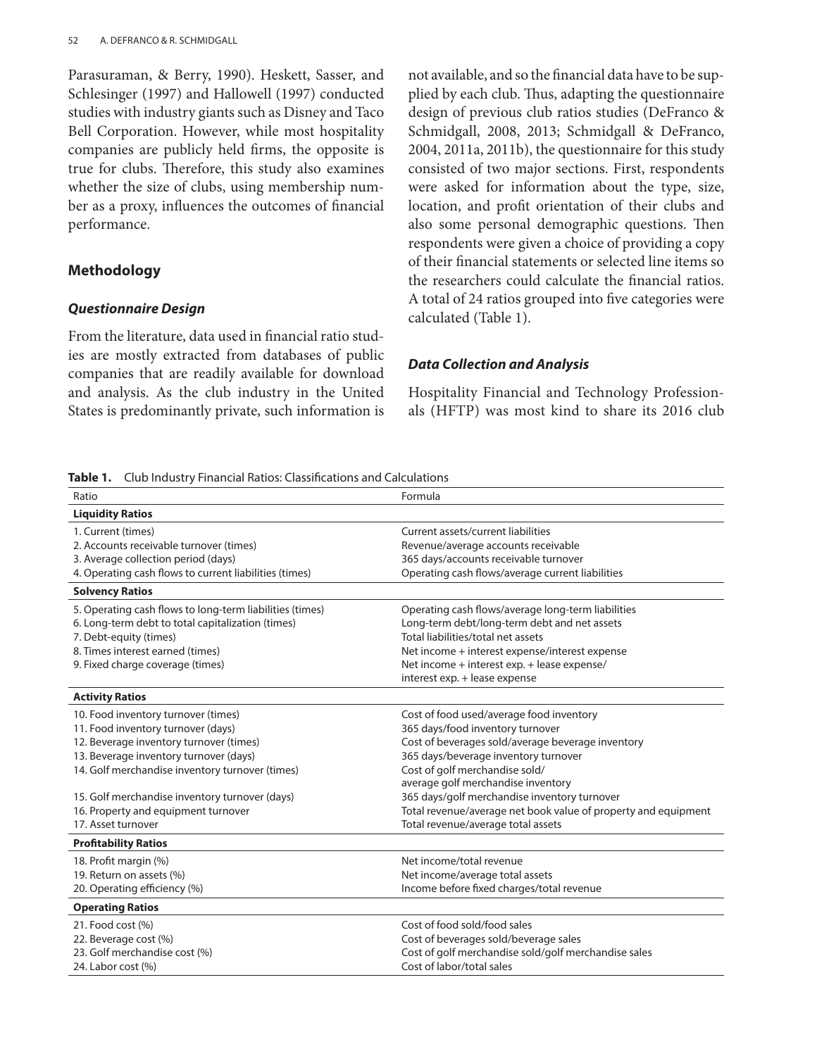Parasuraman, & Berry, 1990). Heskett, Sasser, and Schlesinger (1997) and Hallowell (1997) conducted studies with industry giants such as Disney and Taco Bell Corporation. However, while most hospitality companies are publicly held firms, the opposite is true for clubs. Therefore, this study also examines whether the size of clubs, using membership number as a proxy, influences the outcomes of financial performance.

## Methodology

### Questionnaire Design

From the literature, data used in financial ratio studies are mostly extracted from databases of public companies that are readily available for download and analysis. As the club industry in the United States is predominantly private, such information is not available, and so the financial data have to be supplied by each club. Thus, adapting the questionnaire design of previous club ratios studies (DeFranco & Schmidgall, 2008, 2013; Schmidgall & DeFranco, 2004, 2011a, 2011b), the questionnaire for this study consisted of two major sections. First, respondents were asked for information about the type, size, location, and profit orientation of their clubs and also some personal demographic questions. Then respondents were given a choice of providing a copy of their financial statements or selected line items so the researchers could calculate the financial ratios. A total of 24 ratios grouped into five categories were calculated (Table 1).

### Data Collection and Analysis

Hospitality Financial and Technology Professionals (HFTP) was most kind to share its 2016 club

**Table 1.** Club Industry Financial Ratios: Classifications and Calculations

| Ratio | Formula |
|---|---|
| **Liquidity Ratios** | |
| 1. Current (times) | Current assets/current liabilities |
| 2. Accounts receivable turnover (times) | Revenue/average accounts receivable |
| 3. Average collection period (days) | 365 days/accounts receivable turnover |
| 4. Operating cash flows to current liabilities (times) | Operating cash flows/average current liabilities |
| **Solvency Ratios** | |
| 5. Operating cash flows to long-term liabilities (times) | Operating cash flows/average long-term liabilities |
| 6. Long-term debt to total capitalization (times) | Long-term debt/long-term debt and net assets |
| 7. Debt-equity (times) | Total liabilities/total net assets |
| 8. Times interest earned (times) | Net income + interest expense/interest expense |
| 9. Fixed charge coverage (times) | Net income + interest exp. + lease expense/ interest exp. + lease expense |
| **Activity Ratios** | |
| 10. Food inventory turnover (times) | Cost of food used/average food inventory |
| 11. Food inventory turnover (days) | 365 days/food inventory turnover |
| 12. Beverage inventory turnover (times) | Cost of beverages sold/average beverage inventory |
| 13. Beverage inventory turnover (days) | 365 days/beverage inventory turnover |
| 14. Golf merchandise inventory turnover (times) | Cost of golf merchandise sold/ average golf merchandise inventory |
| 15. Golf merchandise inventory turnover (days) | 365 days/golf merchandise inventory turnover |
| 16. Property and equipment turnover | Total revenue/average net book value of property and equipment |
| 17. Asset turnover | Total revenue/average total assets |
| **Profitability Ratios** | |
| 18. Profit margin (%) | Net income/total revenue |
| 19. Return on assets (%) | Net income/average total assets |
| 20. Operating efficiency (%) | Income before fixed charges/total revenue |
| **Operating Ratios** | |
| 21. Food cost (%) | Cost of food sold/food sales |
| 22. Beverage cost (%) | Cost of beverages sold/beverage sales |
| 23. Golf merchandise cost (%) | Cost of golf merchandise sold/golf merchandise sales |
| 24. Labor cost (%) | Cost of labor/total sales |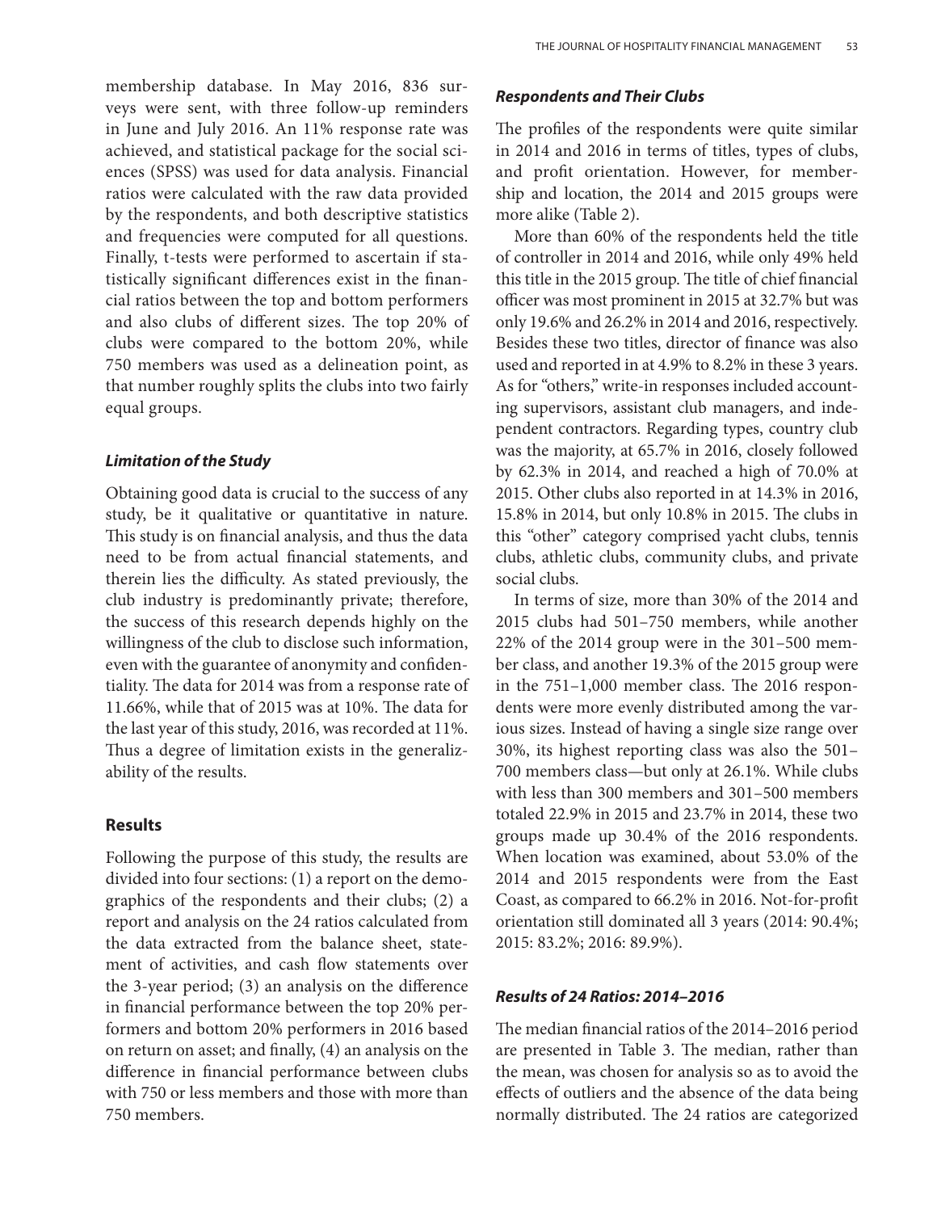membership database. In May 2016, 836 surveys were sent, with three follow-up reminders in June and July 2016. An 11% response rate was achieved, and statistical package for the social sciences (SPSS) was used for data analysis. Financial ratios were calculated with the raw data provided by the respondents, and both descriptive statistics and frequencies were computed for all questions. Finally, t-tests were performed to ascertain if statistically significant differences exist in the financial ratios between the top and bottom performers and also clubs of different sizes. The top 20% of clubs were compared to the bottom 20%, while 750 members was used as a delineation point, as that number roughly splits the clubs into two fairly equal groups.

### *Limitation of the Study*

Obtaining good data is crucial to the success of any study, be it qualitative or quantitative in nature. This study is on financial analysis, and thus the data need to be from actual financial statements, and therein lies the difficulty. As stated previously, the club industry is predominantly private; therefore, the success of this research depends highly on the willingness of the club to disclose such information, even with the guarantee of anonymity and confidentiality. The data for 2014 was from a response rate of 11.66%, while that of 2015 was at 10%. The data for the last year of this study, 2016, was recorded at 11%. Thus a degree of limitation exists in the generalizability of the results.

## Results

Following the purpose of this study, the results are divided into four sections: (1) a report on the demographics of the respondents and their clubs; (2) a report and analysis on the 24 ratios calculated from the data extracted from the balance sheet, statement of activities, and cash flow statements over the 3-year period; (3) an analysis on the difference in financial performance between the top 20% performers and bottom 20% performers in 2016 based on return on asset; and finally, (4) an analysis on the difference in financial performance between clubs with 750 or less members and those with more than 750 members.

### *Respondents and Their Clubs*

The profiles of the respondents were quite similar in 2014 and 2016 in terms of titles, types of clubs, and profit orientation. However, for membership and location, the 2014 and 2015 groups were more alike (Table 2).

More than 60% of the respondents held the title of controller in 2014 and 2016, while only 49% held this title in the 2015 group. The title of chief financial officer was most prominent in 2015 at 32.7% but was only 19.6% and 26.2% in 2014 and 2016, respectively. Besides these two titles, director of finance was also used and reported in at 4.9% to 8.2% in these 3 years. As for "others," write-in responses included accounting supervisors, assistant club managers, and independent contractors. Regarding types, country club was the majority, at 65.7% in 2016, closely followed by 62.3% in 2014, and reached a high of 70.0% at 2015. Other clubs also reported in at 14.3% in 2016, 15.8% in 2014, but only 10.8% in 2015. The clubs in this "other" category comprised yacht clubs, tennis clubs, athletic clubs, community clubs, and private social clubs.

In terms of size, more than 30% of the 2014 and 2015 clubs had 501–750 members, while another 22% of the 2014 group were in the 301–500 member class, and another 19.3% of the 2015 group were in the 751–1,000 member class. The 2016 respondents were more evenly distributed among the various sizes. Instead of having a single size range over 30%, its highest reporting class was also the 501–700 members class—but only at 26.1%. While clubs with less than 300 members and 301–500 members totaled 22.9% in 2015 and 23.7% in 2014, these two groups made up 30.4% of the 2016 respondents. When location was examined, about 53.0% of the 2014 and 2015 respondents were from the East Coast, as compared to 66.2% in 2016. Not-for-profit orientation still dominated all 3 years (2014: 90.4%; 2015: 83.2%; 2016: 89.9%).

### *Results of 24 Ratios: 2014–2016*

The median financial ratios of the 2014–2016 period are presented in Table 3. The median, rather than the mean, was chosen for analysis so as to avoid the effects of outliers and the absence of the data being normally distributed. The 24 ratios are categorized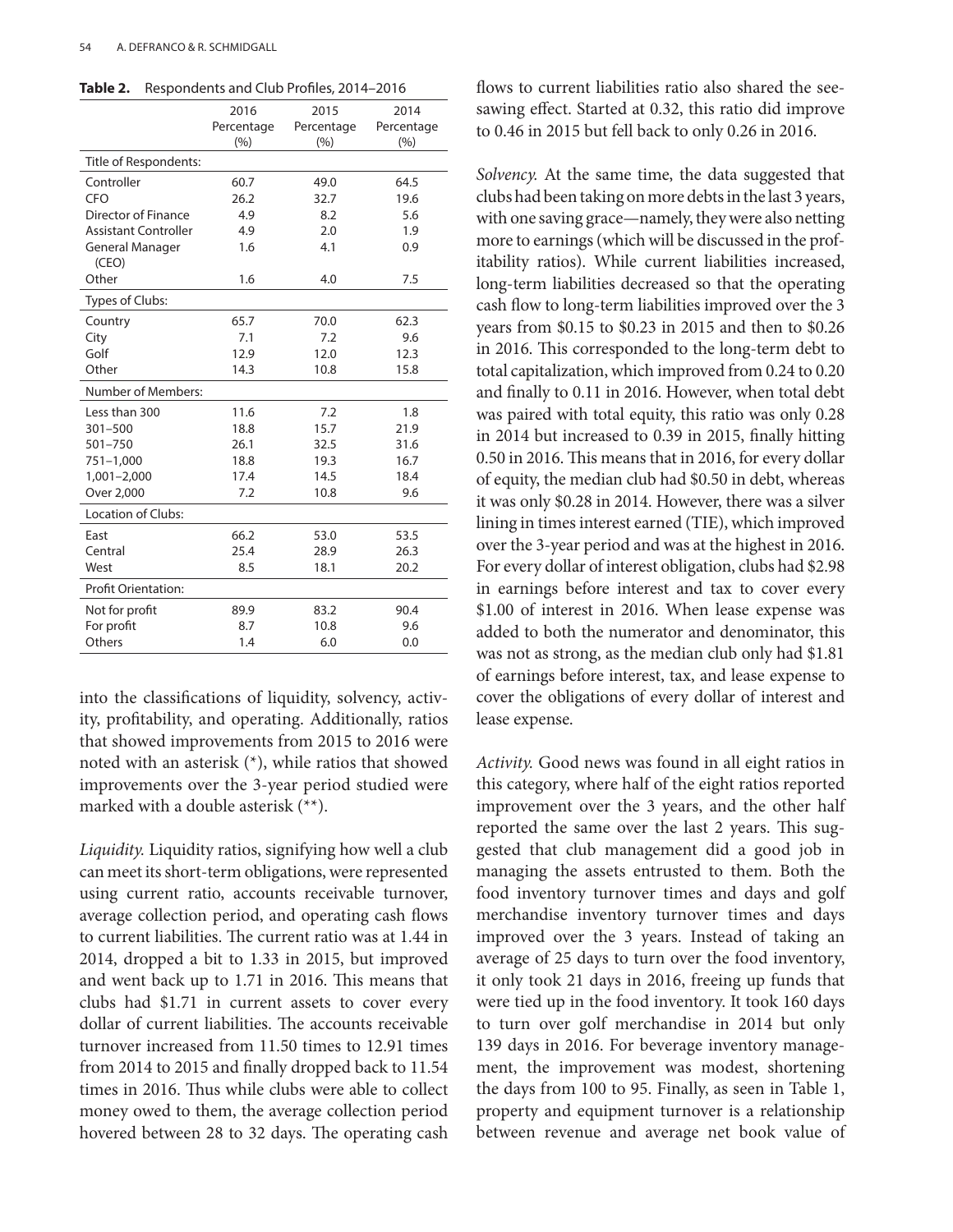**Table 2.** Respondents and Club Profiles, 2014–2016

| | 2016 Percentage (%) | 2015 Percentage (%) | 2014 Percentage (%) |
|---|---|---|---|
| Title of Respondents: | | | |
| Controller | 60.7 | 49.0 | 64.5 |
| CFO | 26.2 | 32.7 | 19.6 |
| Director of Finance | 4.9 | 8.2 | 5.6 |
| Assistant Controller | 4.9 | 2.0 | 1.9 |
| General Manager (CEO) | 1.6 | 4.1 | 0.9 |
| Other | 1.6 | 4.0 | 7.5 |
| Types of Clubs: | | | |
| Country | 65.7 | 70.0 | 62.3 |
| City | 7.1 | 7.2 | 9.6 |
| Golf | 12.9 | 12.0 | 12.3 |
| Other | 14.3 | 10.8 | 15.8 |
| Number of Members: | | | |
| Less than 300 | 11.6 | 7.2 | 1.8 |
| 301–500 | 18.8 | 15.7 | 21.9 |
| 501–750 | 26.1 | 32.5 | 31.6 |
| 751–1,000 | 18.8 | 19.3 | 16.7 |
| 1,001–2,000 | 17.4 | 14.5 | 18.4 |
| Over 2,000 | 7.2 | 10.8 | 9.6 |
| Location of Clubs: | | | |
| East | 66.2 | 53.0 | 53.5 |
| Central | 25.4 | 28.9 | 26.3 |
| West | 8.5 | 18.1 | 20.2 |
| Profit Orientation: | | | |
| Not for profit | 89.9 | 83.2 | 90.4 |
| For profit | 8.7 | 10.8 | 9.6 |
| Others | 1.4 | 6.0 | 0.0 |

into the classifications of liquidity, solvency, activity, profitability, and operating. Additionally, ratios that showed improvements from 2015 to 2016 were noted with an asterisk (*), while ratios that showed improvements over the 3-year period studied were marked with a double asterisk (**).

*Liquidity.* Liquidity ratios, signifying how well a club can meet its short-term obligations, were represented using current ratio, accounts receivable turnover, average collection period, and operating cash flows to current liabilities. The current ratio was at 1.44 in 2014, dropped a bit to 1.33 in 2015, but improved and went back up to 1.71 in 2016. This means that clubs had $1.71 in current assets to cover every dollar of current liabilities. The accounts receivable turnover increased from 11.50 times to 12.91 times from 2014 to 2015 and finally dropped back to 11.54 times in 2016. Thus while clubs were able to collect money owed to them, the average collection period hovered between 28 to 32 days. The operating cash flows to current liabilities ratio also shared the see-sawing effect. Started at 0.32, this ratio did improve to 0.46 in 2015 but fell back to only 0.26 in 2016.

*Solvency.* At the same time, the data suggested that clubs had been taking on more debts in the last 3 years, with one saving grace—namely, they were also netting more to earnings (which will be discussed in the profitability ratios). While current liabilities increased, long-term liabilities decreased so that the operating cash flow to long-term liabilities improved over the 3 years from $0.15 to $0.23 in 2015 and then to $0.26 in 2016. This corresponded to the long-term debt to total capitalization, which improved from 0.24 to 0.20 and finally to 0.11 in 2016. However, when total debt was paired with total equity, this ratio was only 0.28 in 2014 but increased to 0.39 in 2015, finally hitting 0.50 in 2016. This means that in 2016, for every dollar of equity, the median club had $0.50 in debt, whereas it was only $0.28 in 2014. However, there was a silver lining in times interest earned (TIE), which improved over the 3-year period and was at the highest in 2016. For every dollar of interest obligation, clubs had $2.98 in earnings before interest and tax to cover every $1.00 of interest in 2016. When lease expense was added to both the numerator and denominator, this was not as strong, as the median club only had $1.81 of earnings before interest, tax, and lease expense to cover the obligations of every dollar of interest and lease expense.

*Activity.* Good news was found in all eight ratios in this category, where half of the eight ratios reported improvement over the 3 years, and the other half reported the same over the last 2 years. This suggested that club management did a good job in managing the assets entrusted to them. Both the food inventory turnover times and days and golf merchandise inventory turnover times and days improved over the 3 years. Instead of taking an average of 25 days to turn over the food inventory, it only took 21 days in 2016, freeing up funds that were tied up in the food inventory. It took 160 days to turn over golf merchandise in 2014 but only 139 days in 2016. For beverage inventory management, the improvement was modest, shortening the days from 100 to 95. Finally, as seen in Table 1, property and equipment turnover is a relationship between revenue and average net book value of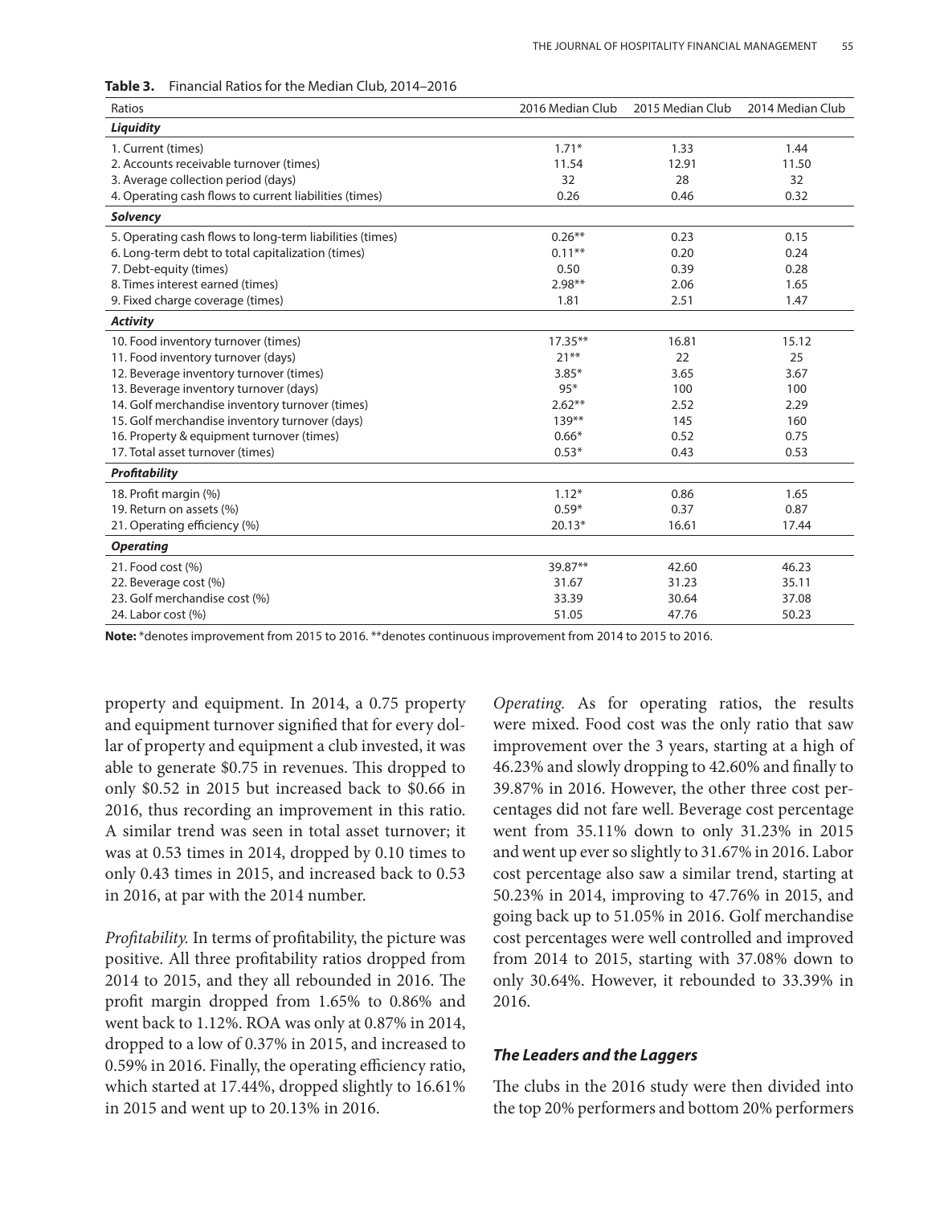**Table 3.** Financial Ratios for the Median Club, 2014–2016

| Ratios | 2016 Median Club | 2015 Median Club | 2014 Median Club |
|---|---|---|---|
| ***Liquidity*** | | | |
| 1. Current (times) | 1.71* | 1.33 | 1.44 |
| 2. Accounts receivable turnover (times) | 11.54 | 12.91 | 11.50 |
| 3. Average collection period (days) | 32 | 28 | 32 |
| 4. Operating cash flows to current liabilities (times) | 0.26 | 0.46 | 0.32 |
| ***Solvency*** | | | |
| 5. Operating cash flows to long-term liabilities (times) | 0.26** | 0.23 | 0.15 |
| 6. Long-term debt to total capitalization (times) | 0.11** | 0.20 | 0.24 |
| 7. Debt-equity (times) | 0.50 | 0.39 | 0.28 |
| 8. Times interest earned (times) | 2.98** | 2.06 | 1.65 |
| 9. Fixed charge coverage (times) | 1.81 | 2.51 | 1.47 |
| ***Activity*** | | | |
| 10. Food inventory turnover (times) | 17.35** | 16.81 | 15.12 |
| 11. Food inventory turnover (days) | 21** | 22 | 25 |
| 12. Beverage inventory turnover (times) | 3.85* | 3.65 | 3.67 |
| 13. Beverage inventory turnover (days) | 95* | 100 | 100 |
| 14. Golf merchandise inventory turnover (times) | 2.62** | 2.52 | 2.29 |
| 15. Golf merchandise inventory turnover (days) | 139** | 145 | 160 |
| 16. Property & equipment turnover (times) | 0.66* | 0.52 | 0.75 |
| 17. Total asset turnover (times) | 0.53* | 0.43 | 0.53 |
| ***Profitability*** | | | |
| 18. Profit margin (%) | 1.12* | 0.86 | 1.65 |
| 19. Return on assets (%) | 0.59* | 0.37 | 0.87 |
| 21. Operating efficiency (%) | 20.13* | 16.61 | 17.44 |
| ***Operating*** | | | |
| 21. Food cost (%) | 39.87** | 42.60 | 46.23 |
| 22. Beverage cost (%) | 31.67 | 31.23 | 35.11 |
| 23. Golf merchandise cost (%) | 33.39 | 30.64 | 37.08 |
| 24. Labor cost (%) | 51.05 | 47.76 | 50.23 |

**Note:** *denotes improvement from 2015 to 2016. **denotes continuous improvement from 2014 to 2015 to 2016.

property and equipment. In 2014, a 0.75 property and equipment turnover signified that for every dollar of property and equipment a club invested, it was able to generate $0.75 in revenues. This dropped to only $0.52 in 2015 but increased back to $0.66 in 2016, thus recording an improvement in this ratio. A similar trend was seen in total asset turnover; it was at 0.53 times in 2014, dropped by 0.10 times to only 0.43 times in 2015, and increased back to 0.53 in 2016, at par with the 2014 number.

*Profitability.* In terms of profitability, the picture was positive. All three profitability ratios dropped from 2014 to 2015, and they all rebounded in 2016. The profit margin dropped from 1.65% to 0.86% and went back to 1.12%. ROA was only at 0.87% in 2014, dropped to a low of 0.37% in 2015, and increased to 0.59% in 2016. Finally, the operating efficiency ratio, which started at 17.44%, dropped slightly to 16.61% in 2015 and went up to 20.13% in 2016.

*Operating.* As for operating ratios, the results were mixed. Food cost was the only ratio that saw improvement over the 3 years, starting at a high of 46.23% and slowly dropping to 42.60% and finally to 39.87% in 2016. However, the other three cost percentages did not fare well. Beverage cost percentage went from 35.11% down to only 31.23% in 2015 and went up ever so slightly to 31.67% in 2016. Labor cost percentage also saw a similar trend, starting at 50.23% in 2014, improving to 47.76% in 2015, and going back up to 51.05% in 2016. Golf merchandise cost percentages were well controlled and improved from 2014 to 2015, starting with 37.08% down to only 30.64%. However, it rebounded to 33.39% in 2016.

### *The Leaders and the Laggers*

The clubs in the 2016 study were then divided into the top 20% performers and bottom 20% performers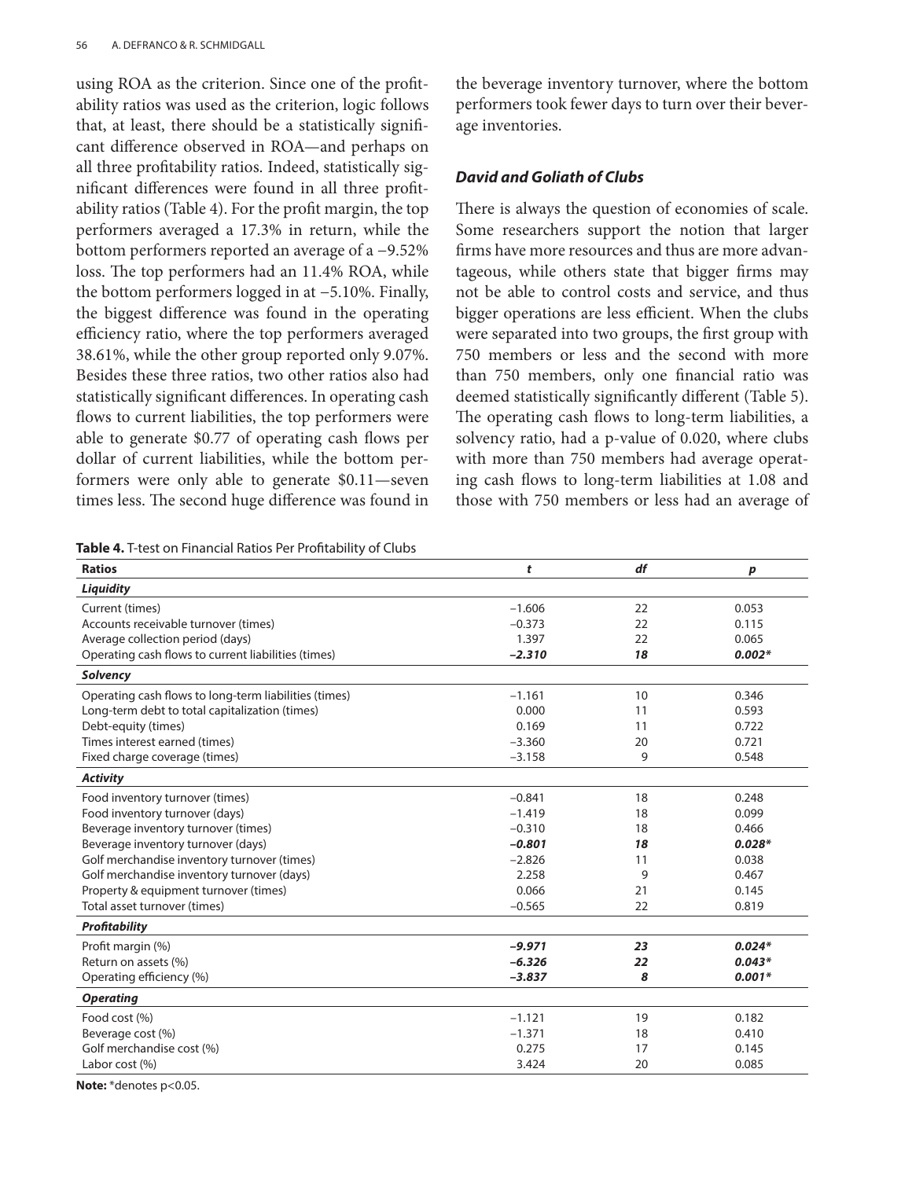using ROA as the criterion. Since one of the profitability ratios was used as the criterion, logic follows that, at least, there should be a statistically significant difference observed in ROA—and perhaps on all three profitability ratios. Indeed, statistically significant differences were found in all three profitability ratios (Table 4). For the profit margin, the top performers averaged a 17.3% in return, while the bottom performers reported an average of a −9.52% loss. The top performers had an 11.4% ROA, while the bottom performers logged in at −5.10%. Finally, the biggest difference was found in the operating efficiency ratio, where the top performers averaged 38.61%, while the other group reported only 9.07%. Besides these three ratios, two other ratios also had statistically significant differences. In operating cash flows to current liabilities, the top performers were able to generate \$0.77 of operating cash flows per dollar of current liabilities, while the bottom performers were only able to generate \$0.11—seven times less. The second huge difference was found in the beverage inventory turnover, where the bottom performers took fewer days to turn over their beverage inventories.

### *David and Goliath of Clubs*

There is always the question of economies of scale. Some researchers support the notion that larger firms have more resources and thus are more advantageous, while others state that bigger firms may not be able to control costs and service, and thus bigger operations are less efficient. When the clubs were separated into two groups, the first group with 750 members or less and the second with more than 750 members, only one financial ratio was deemed statistically significantly different (Table 5). The operating cash flows to long-term liabilities, a solvency ratio, had a p-value of 0.020, where clubs with more than 750 members had average operating cash flows to long-term liabilities at 1.08 and those with 750 members or less had an average of

**Table 4.** T-test on Financial Ratios Per Profitability of Clubs

| Ratios | *t* | *df* | *p* |
|---|---|---|---|
| ***Liquidity*** | | | |
| Current (times) | −1.606 | 22 | 0.053 |
| Accounts receivable turnover (times) | −0.373 | 22 | 0.115 |
| Average collection period (days) | 1.397 | 22 | 0.065 |
| Operating cash flows to current liabilities (times) | ***−2.310*** | ***18*** | ***0.002**** |
| ***Solvency*** | | | |
| Operating cash flows to long-term liabilities (times) | −1.161 | 10 | 0.346 |
| Long-term debt to total capitalization (times) | 0.000 | 11 | 0.593 |
| Debt-equity (times) | 0.169 | 11 | 0.722 |
| Times interest earned (times) | −3.360 | 20 | 0.721 |
| Fixed charge coverage (times) | −3.158 | 9 | 0.548 |
| ***Activity*** | | | |
| Food inventory turnover (times) | −0.841 | 18 | 0.248 |
| Food inventory turnover (days) | −1.419 | 18 | 0.099 |
| Beverage inventory turnover (times) | −0.310 | 18 | 0.466 |
| Beverage inventory turnover (days) | ***−0.801*** | ***18*** | ***0.028**** |
| Golf merchandise inventory turnover (times) | −2.826 | 11 | 0.038 |
| Golf merchandise inventory turnover (days) | 2.258 | 9 | 0.467 |
| Property & equipment turnover (times) | 0.066 | 21 | 0.145 |
| Total asset turnover (times) | −0.565 | 22 | 0.819 |
| ***Profitability*** | | | |
| Profit margin (%) | ***−9.971*** | ***23*** | ***0.024**** |
| Return on assets (%) | ***−6.326*** | ***22*** | ***0.043**** |
| Operating efficiency (%) | ***−3.837*** | ***8*** | ***0.001**** |
| ***Operating*** | | | |
| Food cost (%) | −1.121 | 19 | 0.182 |
| Beverage cost (%) | −1.371 | 18 | 0.410 |
| Golf merchandise cost (%) | 0.275 | 17 | 0.145 |
| Labor cost (%) | 3.424 | 20 | 0.085 |

**Note:** *denotes $p<0.05$.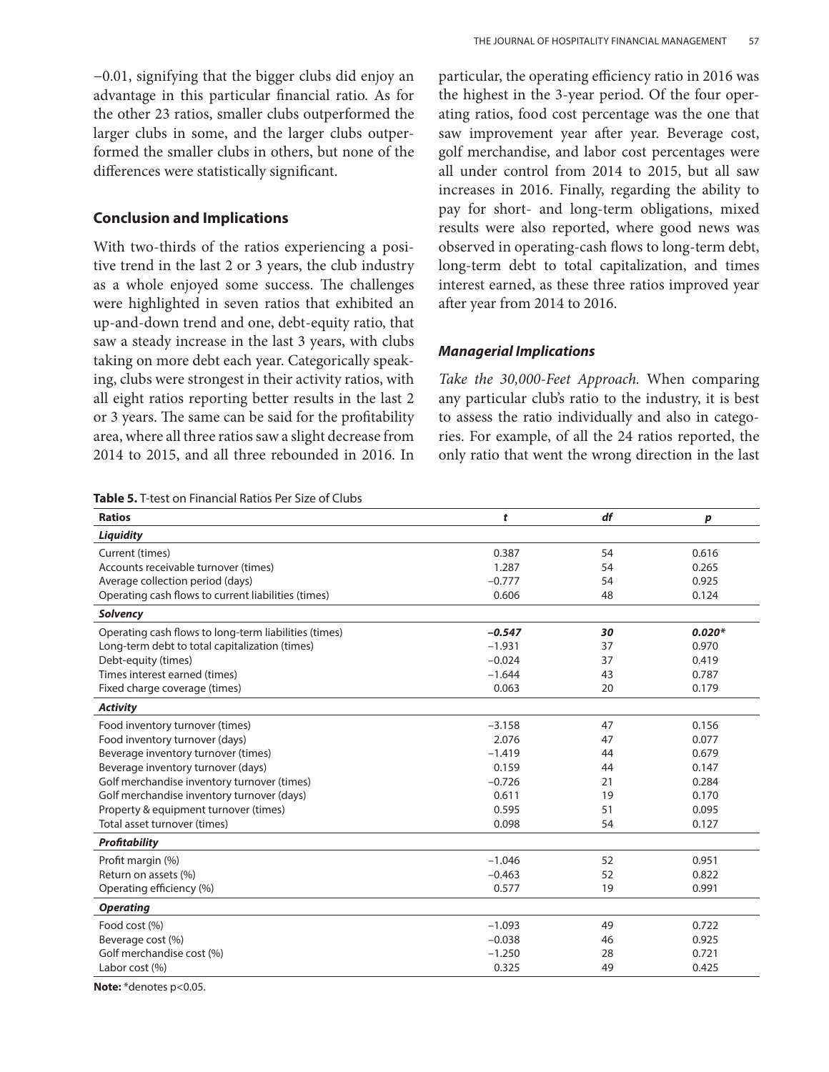−0.01, signifying that the bigger clubs did enjoy an advantage in this particular financial ratio. As for the other 23 ratios, smaller clubs outperformed the larger clubs in some, and the larger clubs outperformed the smaller clubs in others, but none of the differences were statistically significant.

## Conclusion and Implications

With two-thirds of the ratios experiencing a positive trend in the last 2 or 3 years, the club industry as a whole enjoyed some success. The challenges were highlighted in seven ratios that exhibited an up-and-down trend and one, debt-equity ratio, that saw a steady increase in the last 3 years, with clubs taking on more debt each year. Categorically speaking, clubs were strongest in their activity ratios, with all eight ratios reporting better results in the last 2 or 3 years. The same can be said for the profitability area, where all three ratios saw a slight decrease from 2014 to 2015, and all three rebounded in 2016. In particular, the operating efficiency ratio in 2016 was the highest in the 3-year period. Of the four operating ratios, food cost percentage was the one that saw improvement year after year. Beverage cost, golf merchandise, and labor cost percentages were all under control from 2014 to 2015, but all saw increases in 2016. Finally, regarding the ability to pay for short- and long-term obligations, mixed results were also reported, where good news was observed in operating-cash flows to long-term debt, long-term debt to total capitalization, and times interest earned, as these three ratios improved year after year from 2014 to 2016.

### *Managerial Implications*

*Take the 30,000-Feet Approach.* When comparing any particular club's ratio to the industry, it is best to assess the ratio individually and also in categories. For example, of all the 24 ratios reported, the only ratio that went the wrong direction in the last

**Table 5.** T-test on Financial Ratios Per Size of Clubs

| Ratios | *t* | *df* | *p* |
|---|---|---|---|
| ***Liquidity*** | | | |
| Current (times) | 0.387 | 54 | 0.616 |
| Accounts receivable turnover (times) | 1.287 | 54 | 0.265 |
| Average collection period (days) | −0.777 | 54 | 0.925 |
| Operating cash flows to current liabilities (times) | 0.606 | 48 | 0.124 |
| ***Solvency*** | | | |
| Operating cash flows to long-term liabilities (times) | ***−0.547*** | ***30*** | ***0.020**** |
| Long-term debt to total capitalization (times) | −1.931 | 37 | 0.970 |
| Debt-equity (times) | −0.024 | 37 | 0.419 |
| Times interest earned (times) | −1.644 | 43 | 0.787 |
| Fixed charge coverage (times) | 0.063 | 20 | 0.179 |
| ***Activity*** | | | |
| Food inventory turnover (times) | −3.158 | 47 | 0.156 |
| Food inventory turnover (days) | 2.076 | 47 | 0.077 |
| Beverage inventory turnover (times) | −1.419 | 44 | 0.679 |
| Beverage inventory turnover (days) | 0.159 | 44 | 0.147 |
| Golf merchandise inventory turnover (times) | −0.726 | 21 | 0.284 |
| Golf merchandise inventory turnover (days) | 0.611 | 19 | 0.170 |
| Property & equipment turnover (times) | 0.595 | 51 | 0.095 |
| Total asset turnover (times) | 0.098 | 54 | 0.127 |
| ***Profitability*** | | | |
| Profit margin (%) | −1.046 | 52 | 0.951 |
| Return on assets (%) | −0.463 | 52 | 0.822 |
| Operating efficiency (%) | 0.577 | 19 | 0.991 |
| ***Operating*** | | | |
| Food cost (%) | −1.093 | 49 | 0.722 |
| Beverage cost (%) | −0.038 | 46 | 0.925 |
| Golf merchandise cost (%) | −1.250 | 28 | 0.721 |
| Labor cost (%) | 0.325 | 49 | 0.425 |

**Note:** *denotes $p<0.05$.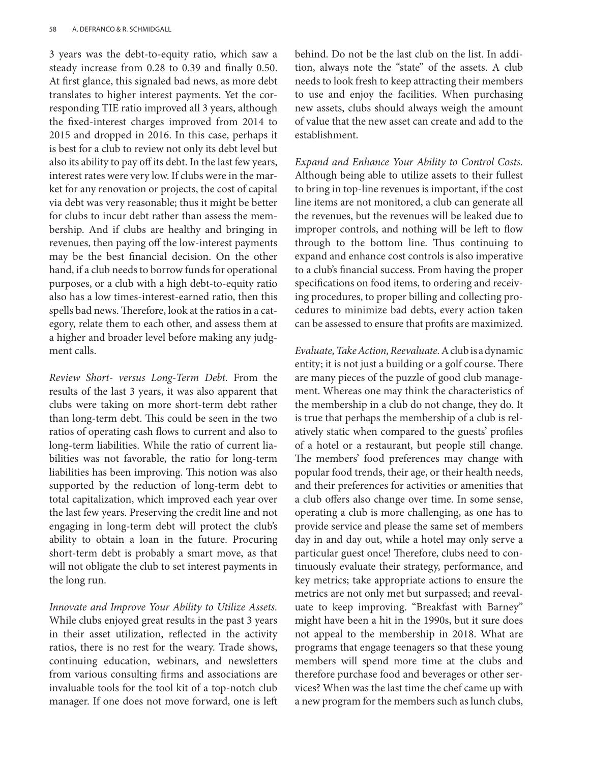3 years was the debt-to-equity ratio, which saw a steady increase from 0.28 to 0.39 and finally 0.50. At first glance, this signaled bad news, as more debt translates to higher interest payments. Yet the corresponding TIE ratio improved all 3 years, although the fixed-interest charges improved from 2014 to 2015 and dropped in 2016. In this case, perhaps it is best for a club to review not only its debt level but also its ability to pay off its debt. In the last few years, interest rates were very low. If clubs were in the market for any renovation or projects, the cost of capital via debt was very reasonable; thus it might be better for clubs to incur debt rather than assess the membership. And if clubs are healthy and bringing in revenues, then paying off the low-interest payments may be the best financial decision. On the other hand, if a club needs to borrow funds for operational purposes, or a club with a high debt-to-equity ratio also has a low times-interest-earned ratio, then this spells bad news. Therefore, look at the ratios in a category, relate them to each other, and assess them at a higher and broader level before making any judgment calls.

*Review Short- versus Long-Term Debt.* From the results of the last 3 years, it was also apparent that clubs were taking on more short-term debt rather than long-term debt. This could be seen in the two ratios of operating cash flows to current and also to long-term liabilities. While the ratio of current liabilities was not favorable, the ratio for long-term liabilities has been improving. This notion was also supported by the reduction of long-term debt to total capitalization, which improved each year over the last few years. Preserving the credit line and not engaging in long-term debt will protect the club's ability to obtain a loan in the future. Procuring short-term debt is probably a smart move, as that will not obligate the club to set interest payments in the long run.

*Innovate and Improve Your Ability to Utilize Assets.* While clubs enjoyed great results in the past 3 years in their asset utilization, reflected in the activity ratios, there is no rest for the weary. Trade shows, continuing education, webinars, and newsletters from various consulting firms and associations are invaluable tools for the tool kit of a top-notch club manager. If one does not move forward, one is left behind. Do not be the last club on the list. In addition, always note the "state" of the assets. A club needs to look fresh to keep attracting their members to use and enjoy the facilities. When purchasing new assets, clubs should always weigh the amount of value that the new asset can create and add to the establishment.

*Expand and Enhance Your Ability to Control Costs.* Although being able to utilize assets to their fullest to bring in top-line revenues is important, if the cost line items are not monitored, a club can generate all the revenues, but the revenues will be leaked due to improper controls, and nothing will be left to flow through to the bottom line. Thus continuing to expand and enhance cost controls is also imperative to a club's financial success. From having the proper specifications on food items, to ordering and receiving procedures, to proper billing and collecting procedures to minimize bad debts, every action taken can be assessed to ensure that profits are maximized.

*Evaluate, Take Action, Reevaluate.* A club is a dynamic entity; it is not just a building or a golf course. There are many pieces of the puzzle of good club management. Whereas one may think the characteristics of the membership in a club do not change, they do. It is true that perhaps the membership of a club is relatively static when compared to the guests' profiles of a hotel or a restaurant, but people still change. The members' food preferences may change with popular food trends, their age, or their health needs, and their preferences for activities or amenities that a club offers also change over time. In some sense, operating a club is more challenging, as one has to provide service and please the same set of members day in and day out, while a hotel may only serve a particular guest once! Therefore, clubs need to continuously evaluate their strategy, performance, and key metrics; take appropriate actions to ensure the metrics are not only met but surpassed; and reevaluate to keep improving. "Breakfast with Barney" might have been a hit in the 1990s, but it sure does not appeal to the membership in 2018. What are programs that engage teenagers so that these young members will spend more time at the clubs and therefore purchase food and beverages or other services? When was the last time the chef came up with a new program for the members such as lunch clubs,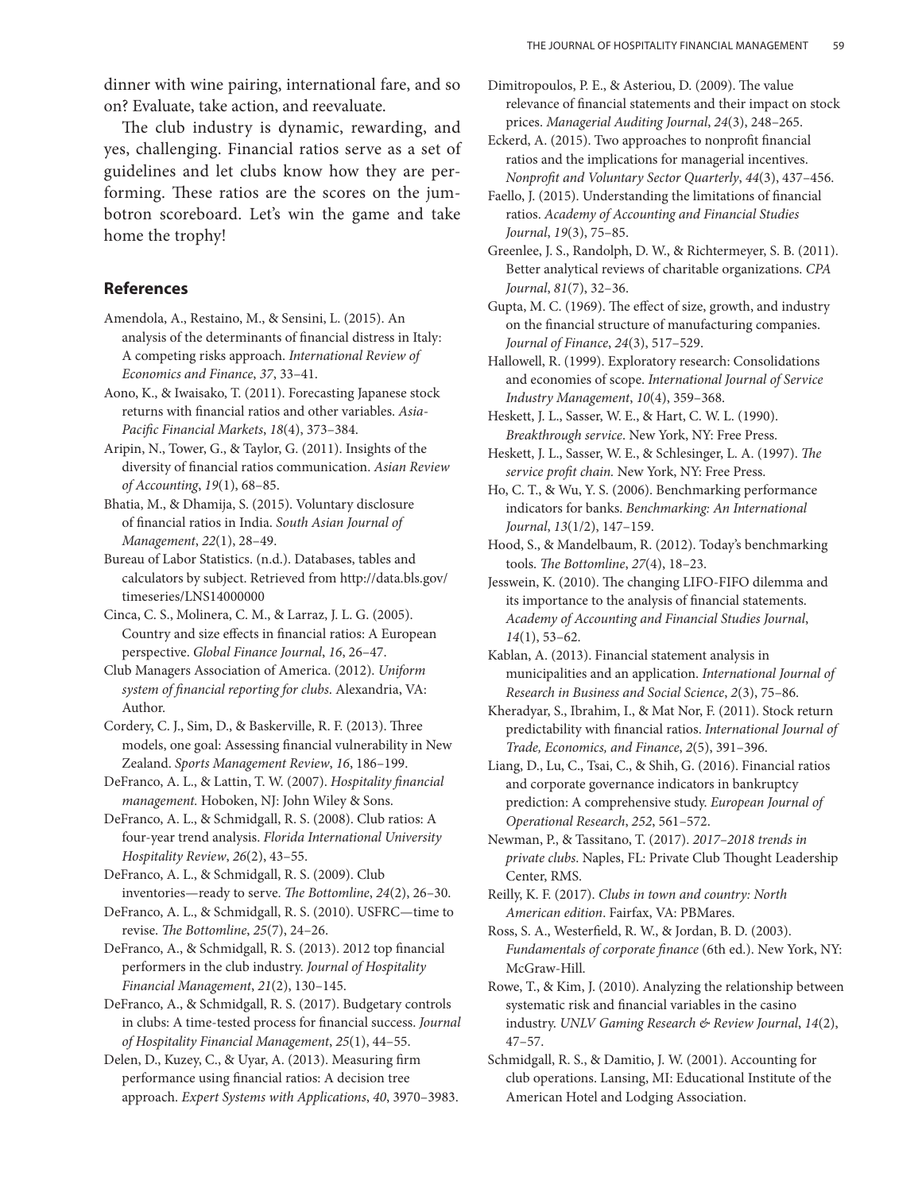dinner with wine pairing, international fare, and so on? Evaluate, take action, and reevaluate.

The club industry is dynamic, rewarding, and yes, challenging. Financial ratios serve as a set of guidelines and let clubs know how they are performing. These ratios are the scores on the jumbotron scoreboard. Let's win the game and take home the trophy!

## References

Amendola, A., Restaino, M., & Sensini, L. (2015). An analysis of the determinants of financial distress in Italy: A competing risks approach. *International Review of Economics and Finance*, *37*, 33–41.

Aono, K., & Iwaisako, T. (2011). Forecasting Japanese stock returns with financial ratios and other variables. *Asia-Pacific Financial Markets*, *18*(4), 373–384.

Aripin, N., Tower, G., & Taylor, G. (2011). Insights of the diversity of financial ratios communication. *Asian Review of Accounting*, *19*(1), 68–85.

Bhatia, M., & Dhamija, S. (2015). Voluntary disclosure of financial ratios in India. *South Asian Journal of Management*, *22*(1), 28–49.

Bureau of Labor Statistics. (n.d.). Databases, tables and calculators by subject. Retrieved from http://data.bls.gov/timeseries/LNS14000000

Cinca, C. S., Molinera, C. M., & Larraz, J. L. G. (2005). Country and size effects in financial ratios: A European perspective. *Global Finance Journal*, *16*, 26–47.

Club Managers Association of America. (2012). *Uniform system of financial reporting for clubs*. Alexandria, VA: Author.

Cordery, C. J., Sim, D., & Baskerville, R. F. (2013). Three models, one goal: Assessing financial vulnerability in New Zealand. *Sports Management Review*, *16*, 186–199.

DeFranco, A. L., & Lattin, T. W. (2007). *Hospitality financial management.* Hoboken, NJ: John Wiley & Sons.

DeFranco, A. L., & Schmidgall, R. S. (2008). Club ratios: A four-year trend analysis. *Florida International University Hospitality Review*, *26*(2), 43–55.

DeFranco, A. L., & Schmidgall, R. S. (2009). Club inventories—ready to serve. *The Bottomline*, *24*(2), 26–30.

DeFranco, A. L., & Schmidgall, R. S. (2010). USFRC—time to revise. *The Bottomline*, *25*(7), 24–26.

DeFranco, A., & Schmidgall, R. S. (2013). 2012 top financial performers in the club industry. *Journal of Hospitality Financial Management*, *21*(2), 130–145.

DeFranco, A., & Schmidgall, R. S. (2017). Budgetary controls in clubs: A time-tested process for financial success. *Journal of Hospitality Financial Management*, *25*(1), 44–55.

Delen, D., Kuzey, C., & Uyar, A. (2013). Measuring firm performance using financial ratios: A decision tree approach. *Expert Systems with Applications*, *40*, 3970–3983.

Dimitropoulos, P. E., & Asteriou, D. (2009). The value relevance of financial statements and their impact on stock prices. *Managerial Auditing Journal*, *24*(3), 248–265.

Eckerd, A. (2015). Two approaches to nonprofit financial ratios and the implications for managerial incentives. *Nonprofit and Voluntary Sector Quarterly*, *44*(3), 437–456.

Faello, J. (2015). Understanding the limitations of financial ratios. *Academy of Accounting and Financial Studies Journal*, *19*(3), 75–85.

Greenlee, J. S., Randolph, D. W., & Richtermeyer, S. B. (2011). Better analytical reviews of charitable organizations. *CPA Journal*, *81*(7), 32–36.

Gupta, M. C. (1969). The effect of size, growth, and industry on the financial structure of manufacturing companies. *Journal of Finance*, *24*(3), 517–529.

Hallowell, R. (1999). Exploratory research: Consolidations and economies of scope. *International Journal of Service Industry Management*, *10*(4), 359–368.

Heskett, J. L., Sasser, W. E., & Hart, C. W. L. (1990). *Breakthrough service*. New York, NY: Free Press.

Heskett, J. L., Sasser, W. E., & Schlesinger, L. A. (1997). *The service profit chain.* New York, NY: Free Press.

Ho, C. T., & Wu, Y. S. (2006). Benchmarking performance indicators for banks. *Benchmarking: An International Journal*, *13*(1/2), 147–159.

Hood, S., & Mandelbaum, R. (2012). Today's benchmarking tools. *The Bottomline*, *27*(4), 18–23.

Jesswein, K. (2010). The changing LIFO-FIFO dilemma and its importance to the analysis of financial statements. *Academy of Accounting and Financial Studies Journal*, *14*(1), 53–62.

Kablan, A. (2013). Financial statement analysis in municipalities and an application. *International Journal of Research in Business and Social Science*, *2*(3), 75–86.

Kheradyar, S., Ibrahim, I., & Mat Nor, F. (2011). Stock return predictability with financial ratios. *International Journal of Trade, Economics, and Finance*, *2*(5), 391–396.

Liang, D., Lu, C., Tsai, C., & Shih, G. (2016). Financial ratios and corporate governance indicators in bankruptcy prediction: A comprehensive study. *European Journal of Operational Research*, *252*, 561–572.

Newman, P., & Tassitano, T. (2017). *2017–2018 trends in private clubs*. Naples, FL: Private Club Thought Leadership Center, RMS.

Reilly, K. F. (2017). *Clubs in town and country: North American edition*. Fairfax, VA: PBMares.

Ross, S. A., Westerfield, R. W., & Jordan, B. D. (2003). *Fundamentals of corporate finance* (6th ed.). New York, NY: McGraw-Hill.

Rowe, T., & Kim, J. (2010). Analyzing the relationship between systematic risk and financial variables in the casino industry. *UNLV Gaming Research & Review Journal*, *14*(2), 47–57.

Schmidgall, R. S., & Damitio, J. W. (2001). Accounting for club operations. Lansing, MI: Educational Institute of the American Hotel and Lodging Association.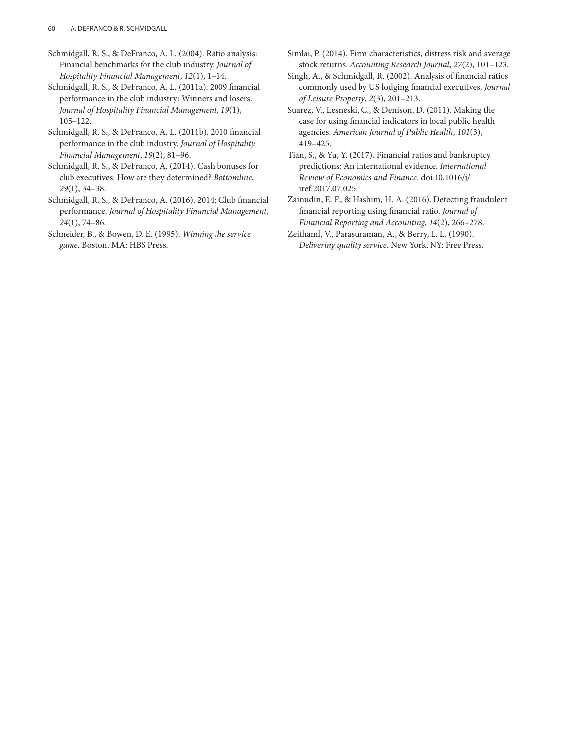Schmidgall, R. S., & DeFranco, A. L. (2004). Ratio analysis: Financial benchmarks for the club industry. *Journal of Hospitality Financial Management*, *12*(1), 1–14.

Schmidgall, R. S., & DeFranco, A. L. (2011a). 2009 financial performance in the club industry: Winners and losers. *Journal of Hospitality Financial Management*, *19*(1), 105–122.

Schmidgall, R. S., & DeFranco, A. L. (2011b). 2010 financial performance in the club industry. *Journal of Hospitality Financial Management*, *19*(2), 81–96.

Schmidgall, R. S., & DeFranco, A. (2014). Cash bonuses for club executives: How are they determined? *Bottomline*, *29*(1), 34–38.

Schmidgall, R. S., & DeFranco, A. (2016). 2014: Club financial performance. *Journal of Hospitality Financial Management*, *24*(1), 74–86.

Schneider, B., & Bowen, D. E. (1995). *Winning the service game*. Boston, MA: HBS Press.

Simlai, P. (2014). Firm characteristics, distress risk and average stock returns. *Accounting Research Journal*, *27*(2), 101–123.

Singh, A., & Schmidgall, R. (2002). Analysis of financial ratios commonly used by US lodging financial executives. *Journal of Leisure Property*, *2*(3), 201–213.

Suarez, V., Lesneski, C., & Denison, D. (2011). Making the case for using financial indicators in local public health agencies. *American Journal of Public Health*, *101*(3), 419–425.

Tian, S., & Yu, Y. (2017). Financial ratios and bankruptcy predictions: An international evidence. *International Review of Economics and Finance*. doi:10.1016/j/iref.2017.07.025

Zainudin, E. F., & Hashim, H. A. (2016). Detecting fraudulent financial reporting using financial ratio. *Journal of Financial Reporting and Accounting*, *14*(2), 266–278.

Zeithaml, V., Parasuraman, A., & Berry, L. L. (1990). *Delivering quality service*. New York, NY: Free Press.